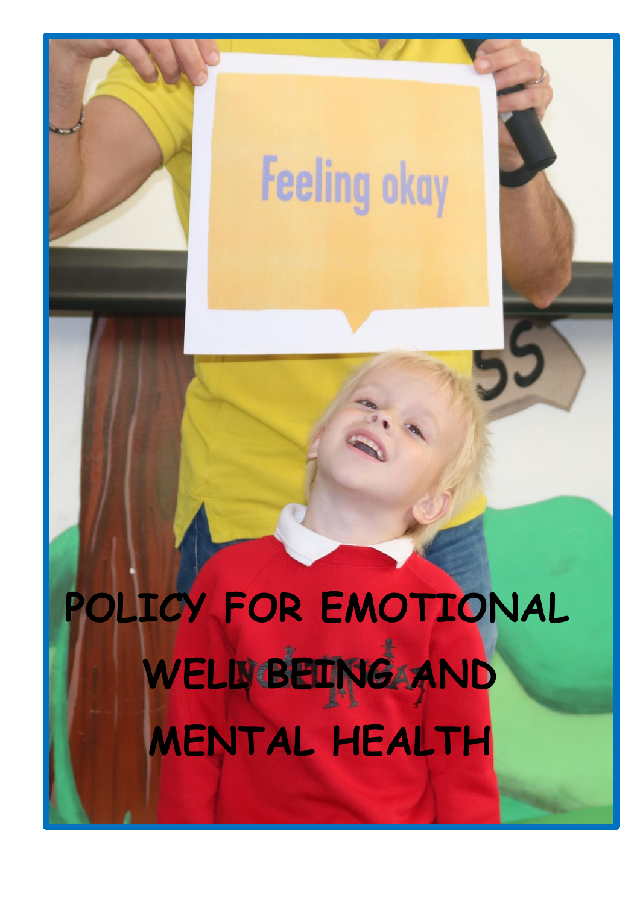# POLICY FOR EMOTIONAL WELL BEING AND MENTAL HEALTH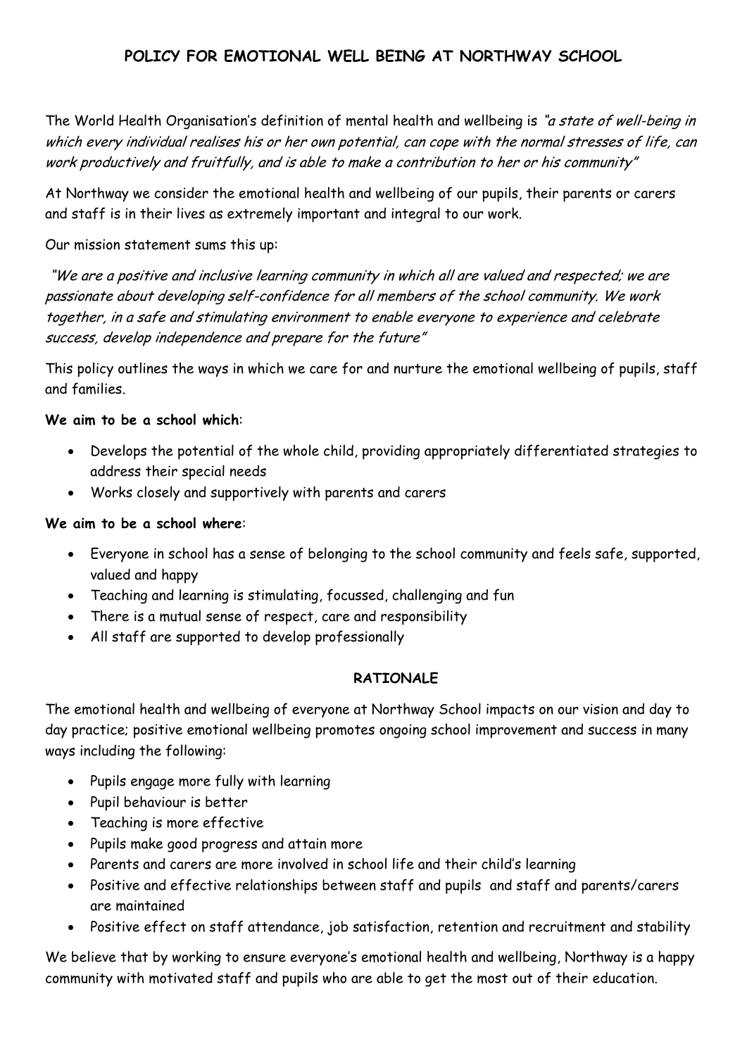# POLICY FOR EMOTIONAL WELL BEING AT NORTHWAY SCHOOL

The World Health Organisation's definition of mental health and wellbeing is *"a state of well-being in which every individual realises his or her own potential, can cope with the normal stresses of life, can work productively and fruitfully, and is able to make a contribution to her or his community"*

At Northway we consider the emotional health and wellbeing of our pupils, their parents or carers and staff is in their lives as extremely important and integral to our work.

Our mission statement sums this up:

*"We are a positive and inclusive learning community in which all are valued and respected; we are passionate about developing self-confidence for all members of the school community. We work together, in a safe and stimulating environment to enable everyone to experience and celebrate success, develop independence and prepare for the future"*

This policy outlines the ways in which we care for and nurture the emotional wellbeing of pupils, staff and families.

**We aim to be a school which**:

- Develops the potential of the whole child, providing appropriately differentiated strategies to address their special needs
- Works closely and supportively with parents and carers

**We aim to be a school where**:

- Everyone in school has a sense of belonging to the school community and feels safe, supported, valued and happy
- Teaching and learning is stimulating, focussed, challenging and fun
- There is a mutual sense of respect, care and responsibility
- All staff are supported to develop professionally

## RATIONALE

The emotional health and wellbeing of everyone at Northway School impacts on our vision and day to day practice; positive emotional wellbeing promotes ongoing school improvement and success in many ways including the following:

- Pupils engage more fully with learning
- Pupil behaviour is better
- Teaching is more effective
- Pupils make good progress and attain more
- Parents and carers are more involved in school life and their child's learning
- Positive and effective relationships between staff and pupils and staff and parents/carers are maintained
- Positive effect on staff attendance, job satisfaction, retention and recruitment and stability

We believe that by working to ensure everyone's emotional health and wellbeing, Northway is a happy community with motivated staff and pupils who are able to get the most out of their education.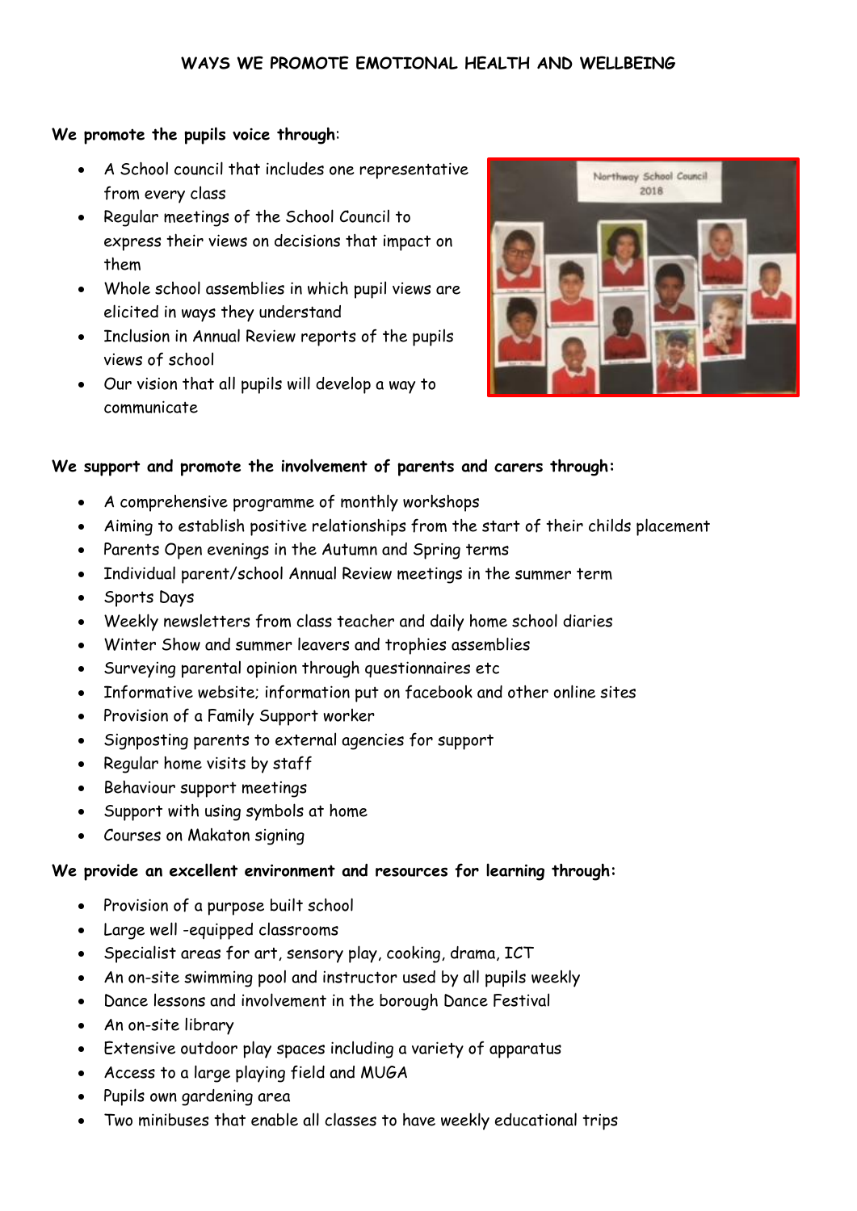## WAYS WE PROMOTE EMOTIONAL HEALTH AND WELLBEING

**We promote the pupils voice through**:

- A School council that includes one representative from every class
- Regular meetings of the School Council to express their views on decisions that impact on them
- Whole school assemblies in which pupil views are elicited in ways they understand
- Inclusion in Annual Review reports of the pupils views of school
- Our vision that all pupils will develop a way to communicate

**We support and promote the involvement of parents and carers through:**

- A comprehensive programme of monthly workshops
- Aiming to establish positive relationships from the start of their childs placement
- Parents Open evenings in the Autumn and Spring terms
- Individual parent/school Annual Review meetings in the summer term
- Sports Days
- Weekly newsletters from class teacher and daily home school diaries
- Winter Show and summer leavers and trophies assemblies
- Surveying parental opinion through questionnaires etc
- Informative website; information put on facebook and other online sites
- Provision of a Family Support worker
- Signposting parents to external agencies for support
- Regular home visits by staff
- Behaviour support meetings
- Support with using symbols at home
- Courses on Makaton signing

**We provide an excellent environment and resources for learning through:**

- Provision of a purpose built school
- Large well -equipped classrooms
- Specialist areas for art, sensory play, cooking, drama, ICT
- An on-site swimming pool and instructor used by all pupils weekly
- Dance lessons and involvement in the borough Dance Festival
- An on-site library
- Extensive outdoor play spaces including a variety of apparatus
- Access to a large playing field and MUGA
- Pupils own gardening area
- Two minibuses that enable all classes to have weekly educational trips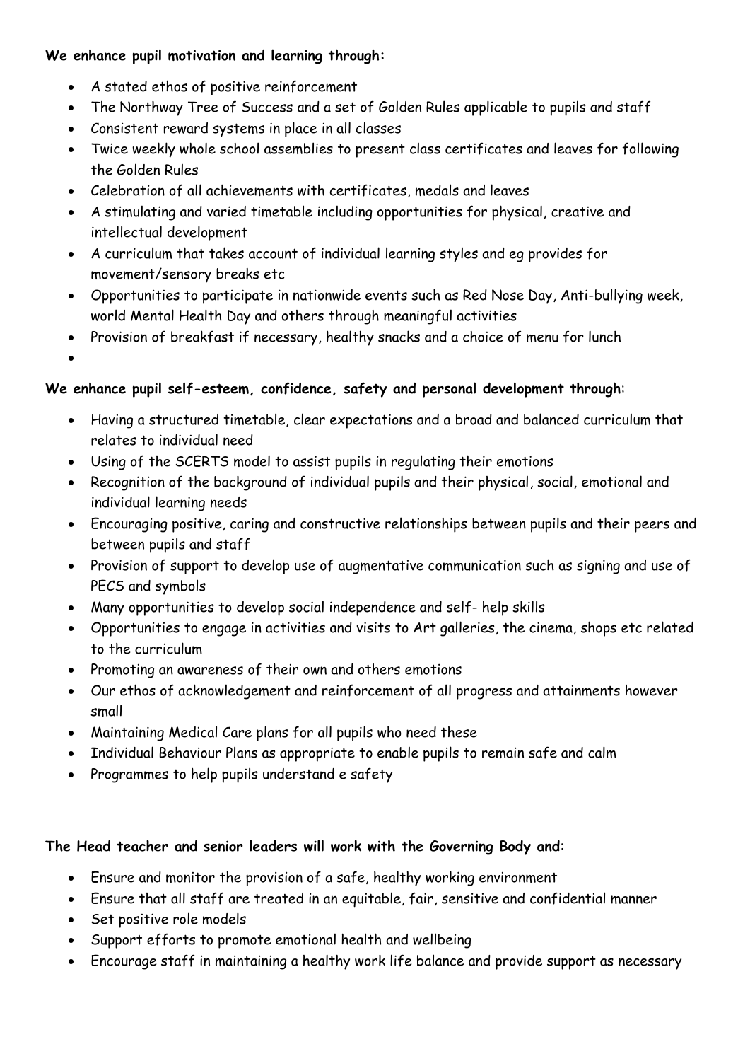**We enhance pupil motivation and learning through:**

- A stated ethos of positive reinforcement
- The Northway Tree of Success and a set of Golden Rules applicable to pupils and staff
- Consistent reward systems in place in all classes
- Twice weekly whole school assemblies to present class certificates and leaves for following the Golden Rules
- Celebration of all achievements with certificates, medals and leaves
- A stimulating and varied timetable including opportunities for physical, creative and intellectual development
- A curriculum that takes account of individual learning styles and eg provides for movement/sensory breaks etc
- Opportunities to participate in nationwide events such as Red Nose Day, Anti-bullying week, world Mental Health Day and others through meaningful activities
- Provision of breakfast if necessary, healthy snacks and a choice of menu for lunch

**We enhance pupil self-esteem, confidence, safety and personal development through**:

- Having a structured timetable, clear expectations and a broad and balanced curriculum that relates to individual need
- Using of the SCERTS model to assist pupils in regulating their emotions
- Recognition of the background of individual pupils and their physical, social, emotional and individual learning needs
- Encouraging positive, caring and constructive relationships between pupils and their peers and between pupils and staff
- Provision of support to develop use of augmentative communication such as signing and use of PECS and symbols
- Many opportunities to develop social independence and self- help skills
- Opportunities to engage in activities and visits to Art galleries, the cinema, shops etc related to the curriculum
- Promoting an awareness of their own and others emotions
- Our ethos of acknowledgement and reinforcement of all progress and attainments however small
- Maintaining Medical Care plans for all pupils who need these
- Individual Behaviour Plans as appropriate to enable pupils to remain safe and calm
- Programmes to help pupils understand e safety

**The Head teacher and senior leaders will work with the Governing Body and**:

- Ensure and monitor the provision of a safe, healthy working environment
- Ensure that all staff are treated in an equitable, fair, sensitive and confidential manner
- Set positive role models
- Support efforts to promote emotional health and wellbeing
- Encourage staff in maintaining a healthy work life balance and provide support as necessary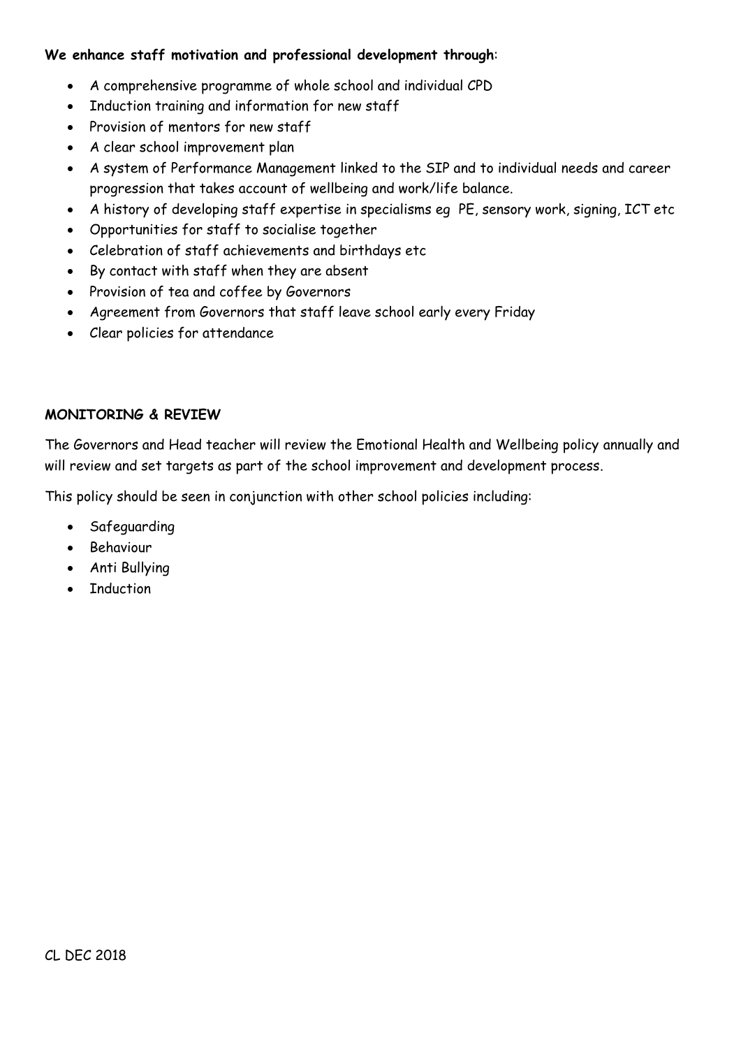**We enhance staff motivation and professional development through**:

- A comprehensive programme of whole school and individual CPD
- Induction training and information for new staff
- Provision of mentors for new staff
- A clear school improvement plan
- A system of Performance Management linked to the SIP and to individual needs and career progression that takes account of wellbeing and work/life balance.
- A history of developing staff expertise in specialisms eg PE, sensory work, signing, ICT etc
- Opportunities for staff to socialise together
- Celebration of staff achievements and birthdays etc
- By contact with staff when they are absent
- Provision of tea and coffee by Governors
- Agreement from Governors that staff leave school early every Friday
- Clear policies for attendance

**MONITORING & REVIEW**

The Governors and Head teacher will review the Emotional Health and Wellbeing policy annually and will review and set targets as part of the school improvement and development process.

This policy should be seen in conjunction with other school policies including:

- Safeguarding
- Behaviour
- Anti Bullying
- Induction

CL DEC 2018